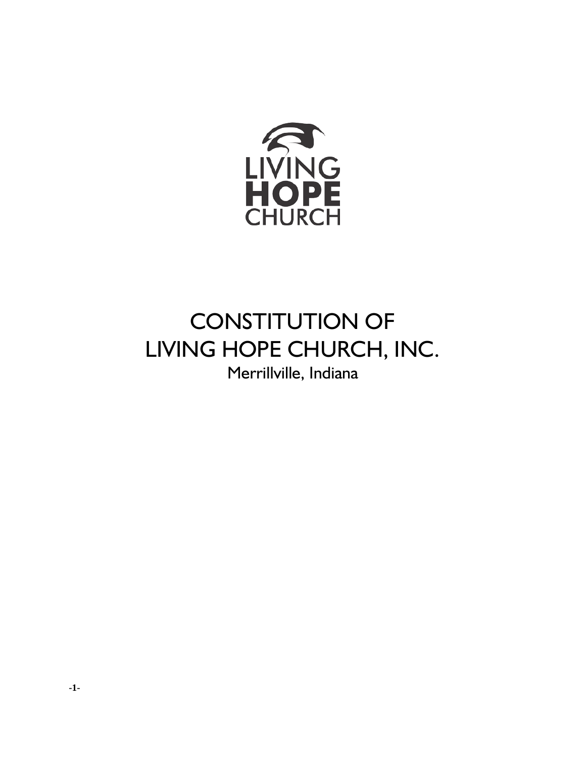LIVING
HOPE
CHURCH

# CONSTITUTION OF
# LIVING HOPE CHURCH, INC.

Merrillville, Indiana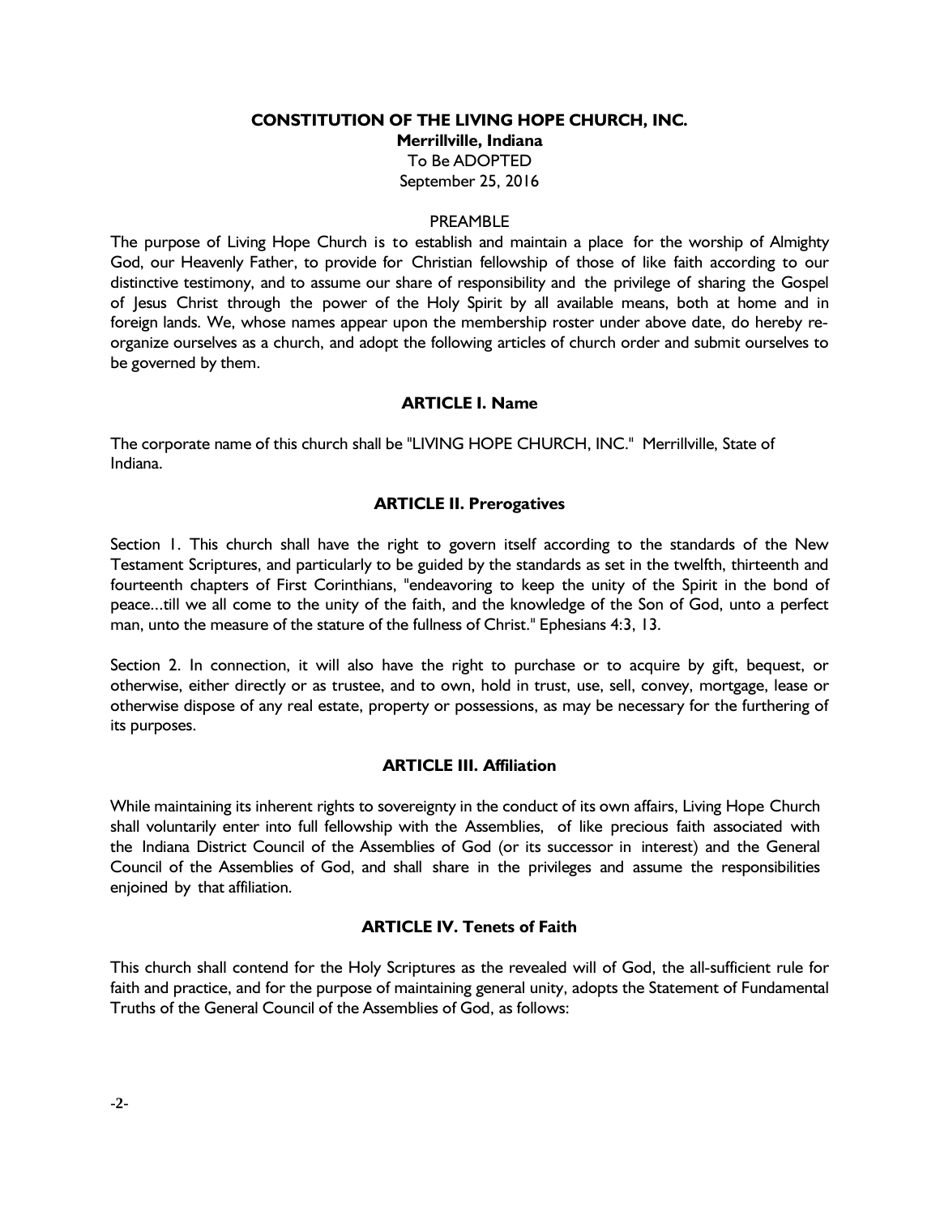**CONSTITUTION OF THE LIVING HOPE CHURCH, INC.**
**Merrillville, Indiana**
To Be ADOPTED
September 25, 2016

PREAMBLE

The purpose of Living Hope Church is to establish and maintain a place for the worship of Almighty God, our Heavenly Father, to provide for Christian fellowship of those of like faith according to our distinctive testimony, and to assume our share of responsibility and the privilege of sharing the Gospel of Jesus Christ through the power of the Holy Spirit by all available means, both at home and in foreign lands. We, whose names appear upon the membership roster under above date, do hereby re-organize ourselves as a church, and adopt the following articles of church order and submit ourselves to be governed by them.

## ARTICLE I. Name

The corporate name of this church shall be "LIVING HOPE CHURCH, INC." Merrillville, State of Indiana.

## ARTICLE II. Prerogatives

Section 1. This church shall have the right to govern itself according to the standards of the New Testament Scriptures, and particularly to be guided by the standards as set in the twelfth, thirteenth and fourteenth chapters of First Corinthians, "endeavoring to keep the unity of the Spirit in the bond of peace...till we all come to the unity of the faith, and the knowledge of the Son of God, unto a perfect man, unto the measure of the stature of the fullness of Christ." Ephesians 4:3, 13.

Section 2. In connection, it will also have the right to purchase or to acquire by gift, bequest, or otherwise, either directly or as trustee, and to own, hold in trust, use, sell, convey, mortgage, lease or otherwise dispose of any real estate, property or possessions, as may be necessary for the furthering of its purposes.

## ARTICLE III. Affiliation

While maintaining its inherent rights to sovereignty in the conduct of its own affairs, Living Hope Church shall voluntarily enter into full fellowship with the Assemblies, of like precious faith associated with the Indiana District Council of the Assemblies of God (or its successor in interest) and the General Council of the Assemblies of God, and shall share in the privileges and assume the responsibilities enjoined by that affiliation.

## ARTICLE IV. Tenets of Faith

This church shall contend for the Holy Scriptures as the revealed will of God, the all-sufficient rule for faith and practice, and for the purpose of maintaining general unity, adopts the Statement of Fundamental Truths of the General Council of the Assemblies of God, as follows: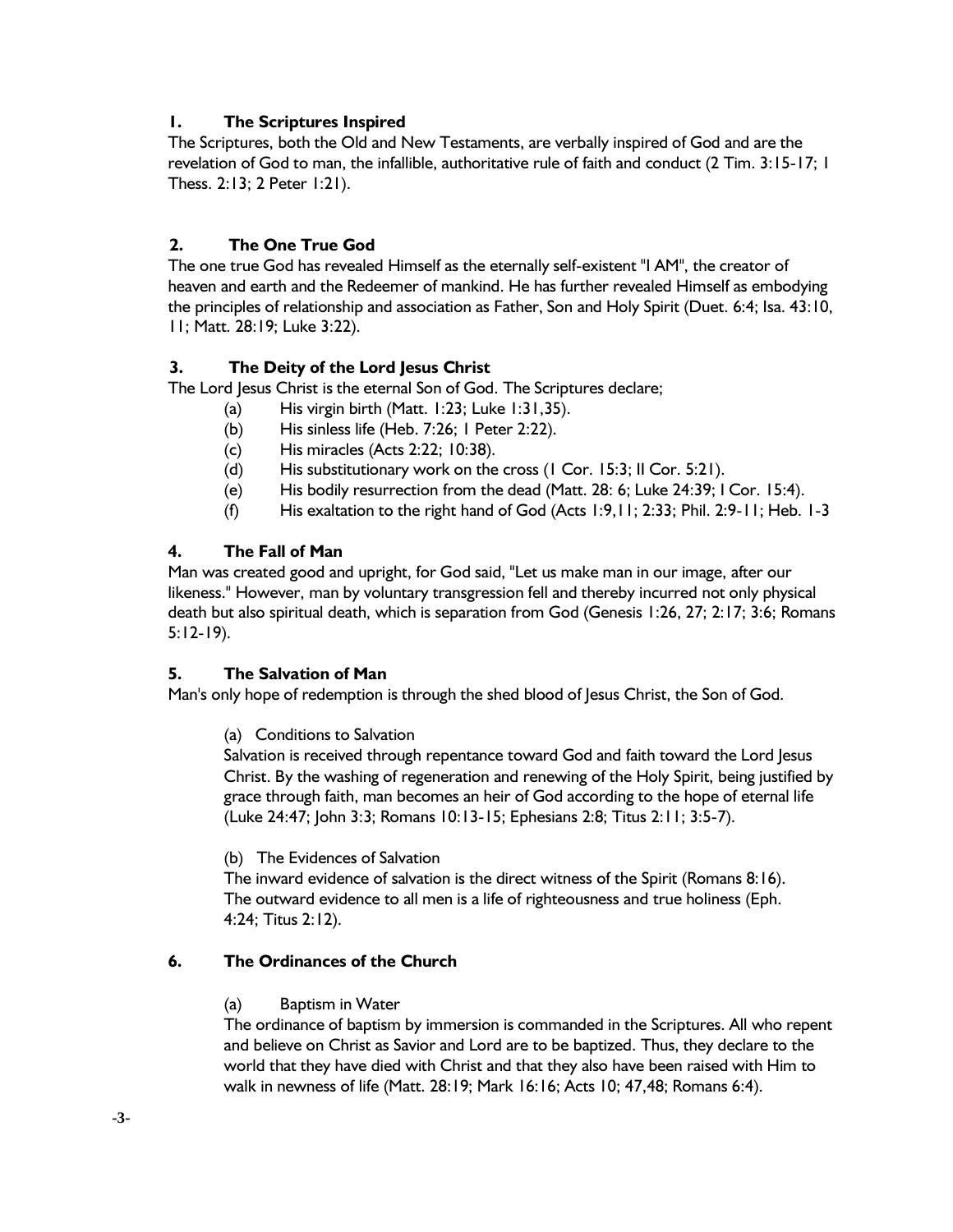### 1. The Scriptures Inspired

The Scriptures, both the Old and New Testaments, are verbally inspired of God and are the revelation of God to man, the infallible, authoritative rule of faith and conduct (2 Tim. 3:15-17; 1 Thess. 2:13; 2 Peter 1:21).

### 2. The One True God

The one true God has revealed Himself as the eternally self-existent "I AM", the creator of heaven and earth and the Redeemer of mankind. He has further revealed Himself as embodying the principles of relationship and association as Father, Son and Holy Spirit (Duet. 6:4; Isa. 43:10, 11; Matt. 28:19; Luke 3:22).

### 3. The Deity of the Lord Jesus Christ

The Lord Jesus Christ is the eternal Son of God. The Scriptures declare;

- (a) His virgin birth (Matt. 1:23; Luke 1:31,35).
- (b) His sinless life (Heb. 7:26; 1 Peter 2:22).
- (c) His miracles (Acts 2:22; 10:38).
- (d) His substitutionary work on the cross (1 Cor. 15:3; II Cor. 5:21).
- (e) His bodily resurrection from the dead (Matt. 28: 6; Luke 24:39; I Cor. 15:4).
- (f) His exaltation to the right hand of God (Acts 1:9,11; 2:33; Phil. 2:9-11; Heb. 1-3

### 4. The Fall of Man

Man was created good and upright, for God said, "Let us make man in our image, after our likeness." However, man by voluntary transgression fell and thereby incurred not only physical death but also spiritual death, which is separation from God (Genesis 1:26, 27; 2:17; 3:6; Romans 5:12-19).

### 5. The Salvation of Man

Man's only hope of redemption is through the shed blood of Jesus Christ, the Son of God.

(a) Conditions to Salvation

Salvation is received through repentance toward God and faith toward the Lord Jesus Christ. By the washing of regeneration and renewing of the Holy Spirit, being justified by grace through faith, man becomes an heir of God according to the hope of eternal life (Luke 24:47; John 3:3; Romans 10:13-15; Ephesians 2:8; Titus 2:11; 3:5-7).

(b) The Evidences of Salvation

The inward evidence of salvation is the direct witness of the Spirit (Romans 8:16). The outward evidence to all men is a life of righteousness and true holiness (Eph. 4:24; Titus 2:12).

### 6. The Ordinances of the Church

(a) Baptism in Water

The ordinance of baptism by immersion is commanded in the Scriptures. All who repent and believe on Christ as Savior and Lord are to be baptized. Thus, they declare to the world that they have died with Christ and that they also have been raised with Him to walk in newness of life (Matt. 28:19; Mark 16:16; Acts 10; 47,48; Romans 6:4).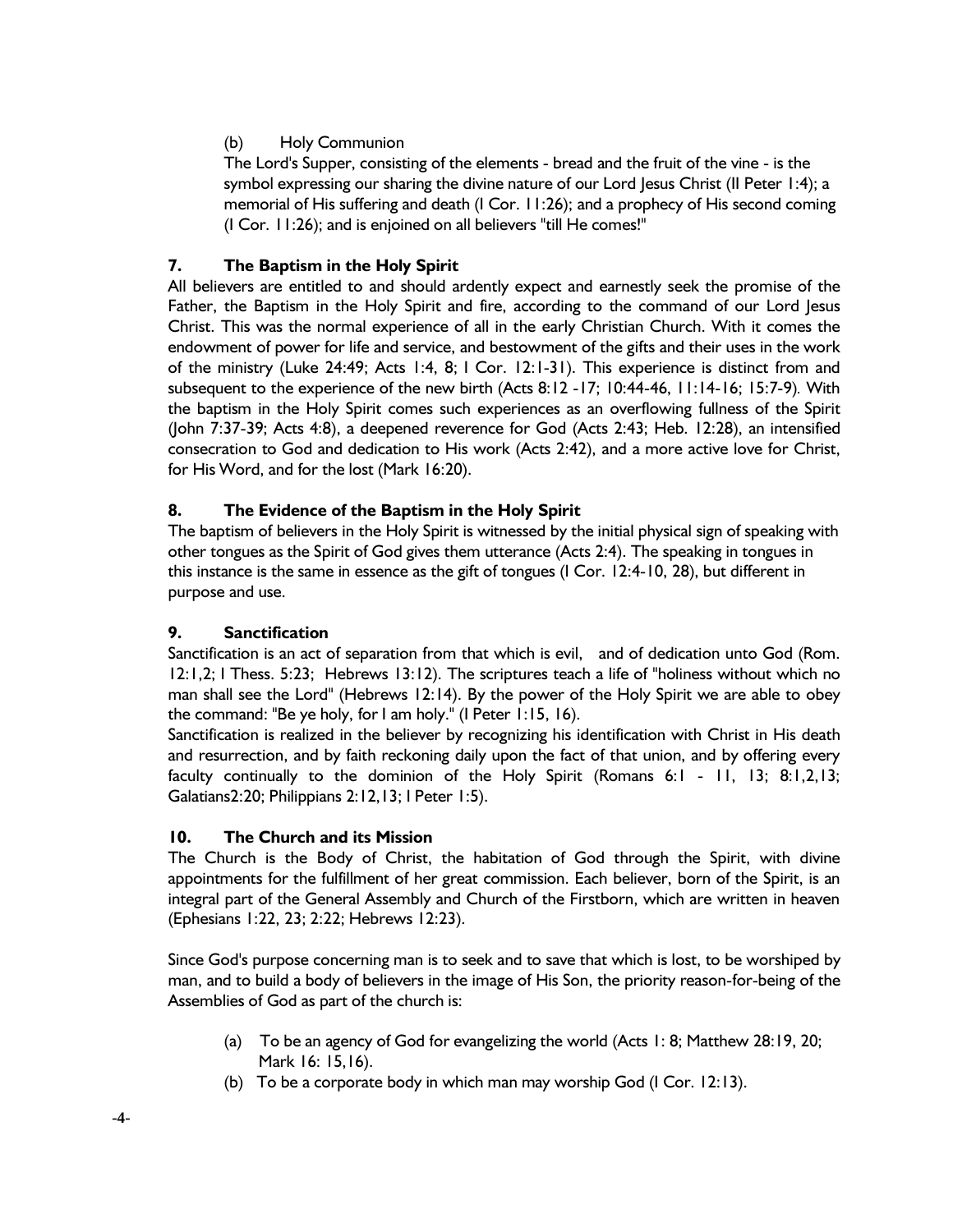(b) Holy Communion

The Lord's Supper, consisting of the elements - bread and the fruit of the vine - is the symbol expressing our sharing the divine nature of our Lord Jesus Christ (II Peter 1:4); a memorial of His suffering and death (I Cor. 11:26); and a prophecy of His second coming (I Cor. 11:26); and is enjoined on all believers "till He comes!"

### 7. The Baptism in the Holy Spirit

All believers are entitled to and should ardently expect and earnestly seek the promise of the Father, the Baptism in the Holy Spirit and fire, according to the command of our Lord Jesus Christ. This was the normal experience of all in the early Christian Church. With it comes the endowment of power for life and service, and bestowment of the gifts and their uses in the work of the ministry (Luke 24:49; Acts 1:4, 8; I Cor. 12:1-31). This experience is distinct from and subsequent to the experience of the new birth (Acts 8:12 -17; 10:44-46, 11:14-16; 15:7-9). With the baptism in the Holy Spirit comes such experiences as an overflowing fullness of the Spirit (John 7:37-39; Acts 4:8), a deepened reverence for God (Acts 2:43; Heb. 12:28), an intensified consecration to God and dedication to His work (Acts 2:42), and a more active love for Christ, for His Word, and for the lost (Mark 16:20).

### 8. The Evidence of the Baptism in the Holy Spirit

The baptism of believers in the Holy Spirit is witnessed by the initial physical sign of speaking with other tongues as the Spirit of God gives them utterance (Acts 2:4). The speaking in tongues in this instance is the same in essence as the gift of tongues (I Cor. 12:4-10, 28), but different in purpose and use.

### 9. Sanctification

Sanctification is an act of separation from that which is evil, and of dedication unto God (Rom. 12:1,2; I Thess. 5:23; Hebrews 13:12). The scriptures teach a life of "holiness without which no man shall see the Lord" (Hebrews 12:14). By the power of the Holy Spirit we are able to obey the command: "Be ye holy, for I am holy." (I Peter 1:15, 16).

Sanctification is realized in the believer by recognizing his identification with Christ in His death and resurrection, and by faith reckoning daily upon the fact of that union, and by offering every faculty continually to the dominion of the Holy Spirit (Romans 6:1 - 11, 13; 8:1,2,13; Galatians2:20; Philippians 2:12,13; I Peter 1:5).

### 10. The Church and its Mission

The Church is the Body of Christ, the habitation of God through the Spirit, with divine appointments for the fulfillment of her great commission. Each believer, born of the Spirit, is an integral part of the General Assembly and Church of the Firstborn, which are written in heaven (Ephesians 1:22, 23; 2:22; Hebrews 12:23).

Since God's purpose concerning man is to seek and to save that which is lost, to be worshiped by man, and to build a body of believers in the image of His Son, the priority reason-for-being of the Assemblies of God as part of the church is:

(a) To be an agency of God for evangelizing the world (Acts 1: 8; Matthew 28:19, 20; Mark 16: 15,16).

(b) To be a corporate body in which man may worship God (I Cor. 12:13).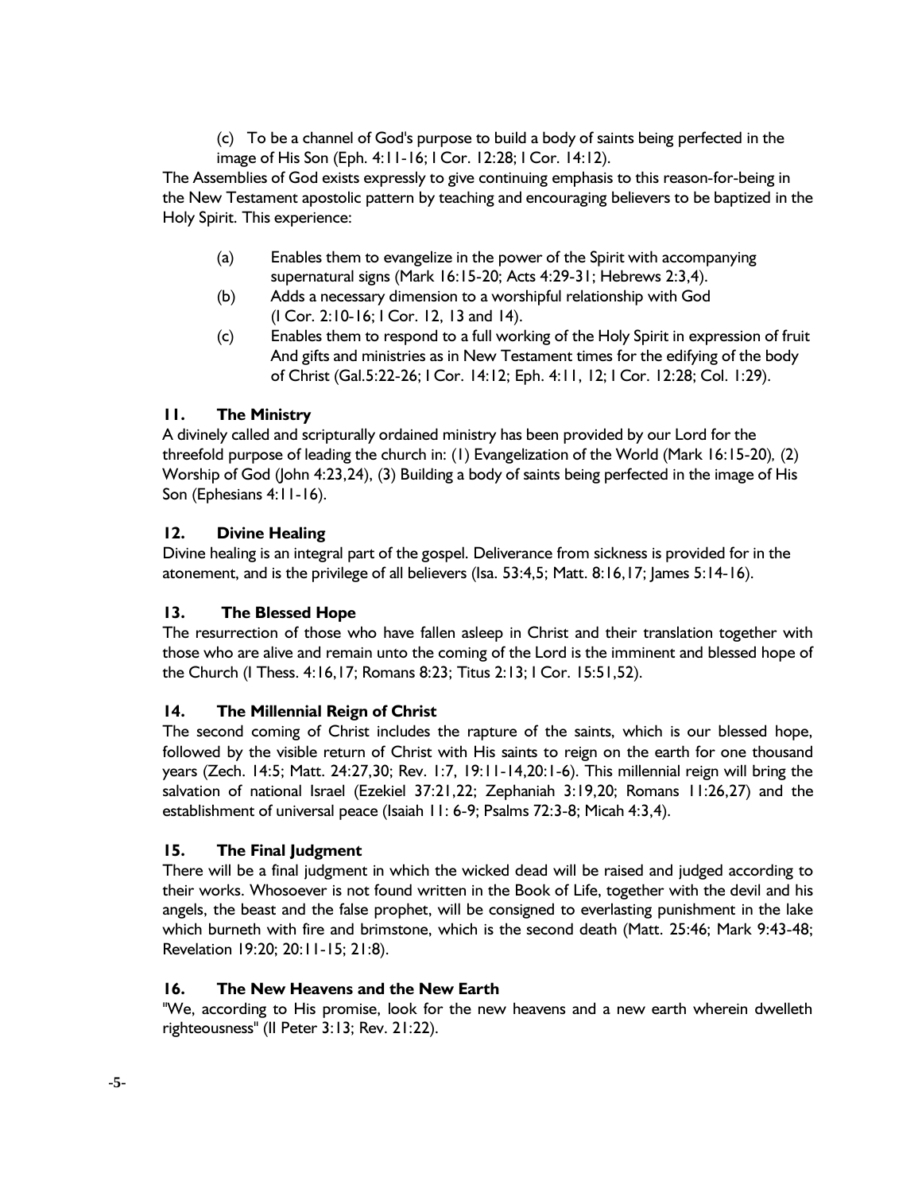(c) To be a channel of God's purpose to build a body of saints being perfected in the image of His Son (Eph. 4:11-16; I Cor. 12:28; I Cor. 14:12).

The Assemblies of God exists expressly to give continuing emphasis to this reason-for-being in the New Testament apostolic pattern by teaching and encouraging believers to be baptized in the Holy Spirit. This experience:

(a) Enables them to evangelize in the power of the Spirit with accompanying supernatural signs (Mark 16:15-20; Acts 4:29-31; Hebrews 2:3,4).

(b) Adds a necessary dimension to a worshipful relationship with God (I Cor. 2:10-16; I Cor. 12, 13 and 14).

(c) Enables them to respond to a full working of the Holy Spirit in expression of fruit And gifts and ministries as in New Testament times for the edifying of the body of Christ (Gal.5:22-26; I Cor. 14:12; Eph. 4:11, 12; I Cor. 12:28; Col. 1:29).

### 11. The Ministry

A divinely called and scripturally ordained ministry has been provided by our Lord for the threefold purpose of leading the church in: (1) Evangelization of the World (Mark 16:15-20), (2) Worship of God (John 4:23,24), (3) Building a body of saints being perfected in the image of His Son (Ephesians 4:11-16).

### 12. Divine Healing

Divine healing is an integral part of the gospel. Deliverance from sickness is provided for in the atonement, and is the privilege of all believers (Isa. 53:4,5; Matt. 8:16,17; James 5:14-16).

### 13. The Blessed Hope

The resurrection of those who have fallen asleep in Christ and their translation together with those who are alive and remain unto the coming of the Lord is the imminent and blessed hope of the Church (I Thess. 4:16,17; Romans 8:23; Titus 2:13; I Cor. 15:51,52).

### 14. The Millennial Reign of Christ

The second coming of Christ includes the rapture of the saints, which is our blessed hope, followed by the visible return of Christ with His saints to reign on the earth for one thousand years (Zech. 14:5; Matt. 24:27,30; Rev. 1:7, 19:11-14,20:1-6). This millennial reign will bring the salvation of national Israel (Ezekiel 37:21,22; Zephaniah 3:19,20; Romans 11:26,27) and the establishment of universal peace (Isaiah 11: 6-9; Psalms 72:3-8; Micah 4:3,4).

### 15. The Final Judgment

There will be a final judgment in which the wicked dead will be raised and judged according to their works. Whosoever is not found written in the Book of Life, together with the devil and his angels, the beast and the false prophet, will be consigned to everlasting punishment in the lake which burneth with fire and brimstone, which is the second death (Matt. 25:46; Mark 9:43-48; Revelation 19:20; 20:11-15; 21:8).

### 16. The New Heavens and the New Earth

"We, according to His promise, look for the new heavens and a new earth wherein dwelleth righteousness" (II Peter 3:13; Rev. 21:22).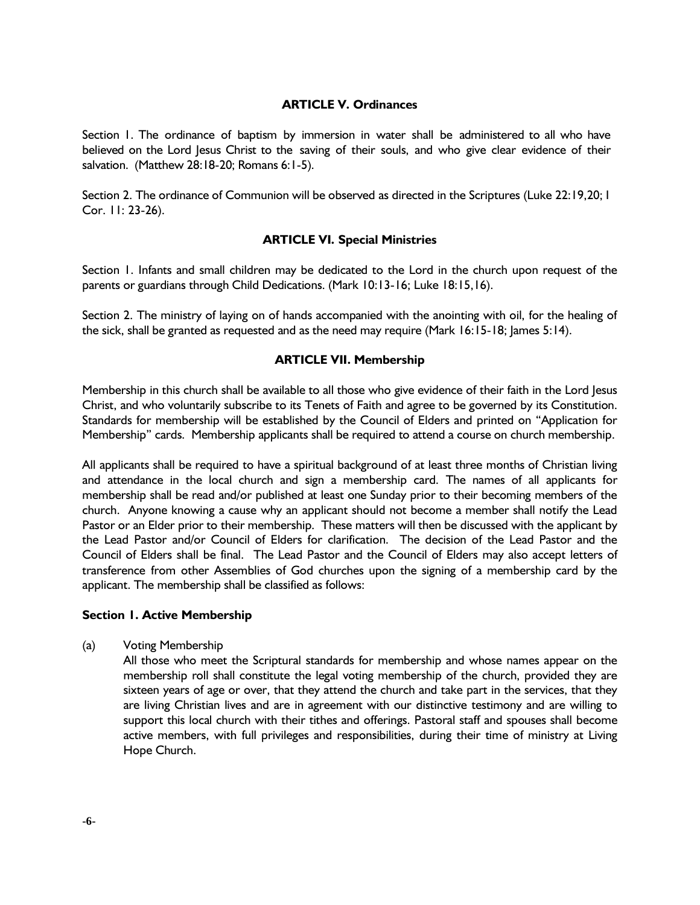## ARTICLE V. Ordinances

Section 1. The ordinance of baptism by immersion in water shall be administered to all who have believed on the Lord Jesus Christ to the saving of their souls, and who give clear evidence of their salvation. (Matthew 28:18-20; Romans 6:1-5).

Section 2. The ordinance of Communion will be observed as directed in the Scriptures (Luke 22:19,20; I Cor. 11: 23-26).

## ARTICLE VI. Special Ministries

Section 1. Infants and small children may be dedicated to the Lord in the church upon request of the parents or guardians through Child Dedications. (Mark 10:13-16; Luke 18:15,16).

Section 2. The ministry of laying on of hands accompanied with the anointing with oil, for the healing of the sick, shall be granted as requested and as the need may require (Mark 16:15-18; James 5:14).

## ARTICLE VII. Membership

Membership in this church shall be available to all those who give evidence of their faith in the Lord Jesus Christ, and who voluntarily subscribe to its Tenets of Faith and agree to be governed by its Constitution. Standards for membership will be established by the Council of Elders and printed on "Application for Membership" cards. Membership applicants shall be required to attend a course on church membership.

All applicants shall be required to have a spiritual background of at least three months of Christian living and attendance in the local church and sign a membership card. The names of all applicants for membership shall be read and/or published at least one Sunday prior to their becoming members of the church. Anyone knowing a cause why an applicant should not become a member shall notify the Lead Pastor or an Elder prior to their membership. These matters will then be discussed with the applicant by the Lead Pastor and/or Council of Elders for clarification. The decision of the Lead Pastor and the Council of Elders shall be final. The Lead Pastor and the Council of Elders may also accept letters of transference from other Assemblies of God churches upon the signing of a membership card by the applicant. The membership shall be classified as follows:

### Section 1. Active Membership

(a) Voting Membership

All those who meet the Scriptural standards for membership and whose names appear on the membership roll shall constitute the legal voting membership of the church, provided they are sixteen years of age or over, that they attend the church and take part in the services, that they are living Christian lives and are in agreement with our distinctive testimony and are willing to support this local church with their tithes and offerings. Pastoral staff and spouses shall become active members, with full privileges and responsibilities, during their time of ministry at Living Hope Church.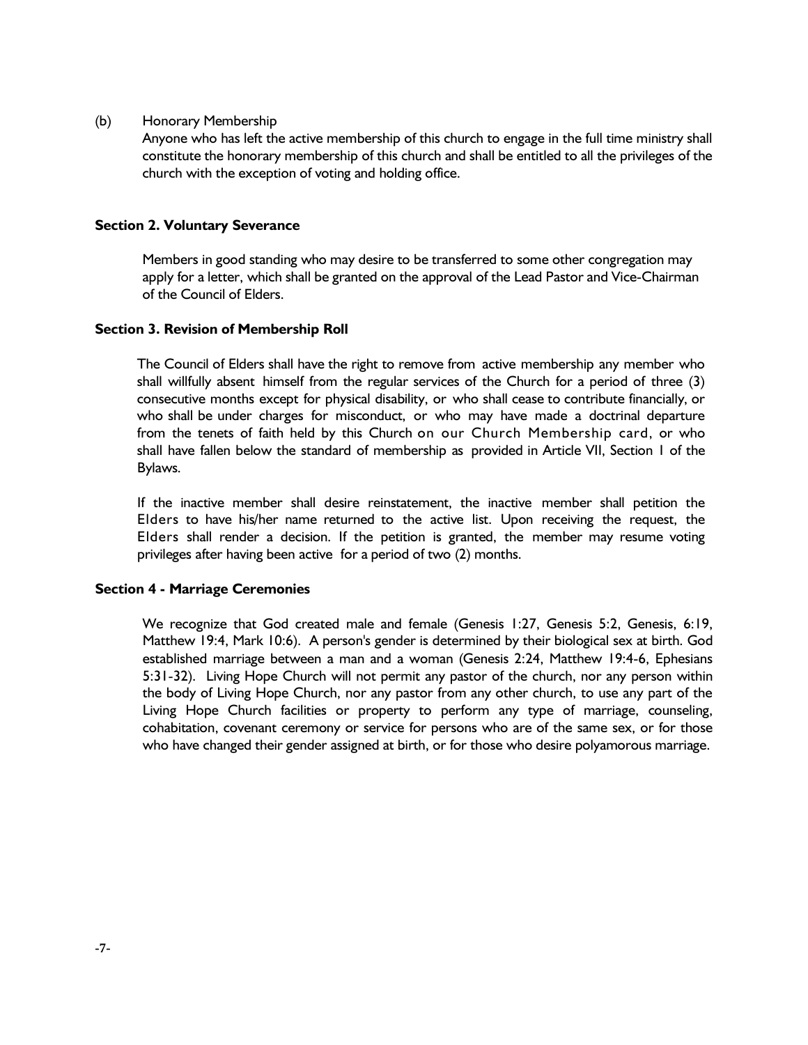(b) Honorary Membership

Anyone who has left the active membership of this church to engage in the full time ministry shall constitute the honorary membership of this church and shall be entitled to all the privileges of the church with the exception of voting and holding office.

**Section 2. Voluntary Severance**

Members in good standing who may desire to be transferred to some other congregation may apply for a letter, which shall be granted on the approval of the Lead Pastor and Vice-Chairman of the Council of Elders.

**Section 3. Revision of Membership Roll**

The Council of Elders shall have the right to remove from active membership any member who shall willfully absent himself from the regular services of the Church for a period of three (3) consecutive months except for physical disability, or who shall cease to contribute financially, or who shall be under charges for misconduct, or who may have made a doctrinal departure from the tenets of faith held by this Church on our Church Membership card, or who shall have fallen below the standard of membership as provided in Article VII, Section 1 of the Bylaws.

If the inactive member shall desire reinstatement, the inactive member shall petition the Elders to have his/her name returned to the active list. Upon receiving the request, the Elders shall render a decision. If the petition is granted, the member may resume voting privileges after having been active for a period of two (2) months.

**Section 4 - Marriage Ceremonies**

We recognize that God created male and female (Genesis 1:27, Genesis 5:2, Genesis, 6:19, Matthew 19:4, Mark 10:6). A person's gender is determined by their biological sex at birth. God established marriage between a man and a woman (Genesis 2:24, Matthew 19:4-6, Ephesians 5:31-32). Living Hope Church will not permit any pastor of the church, nor any person within the body of Living Hope Church, nor any pastor from any other church, to use any part of the Living Hope Church facilities or property to perform any type of marriage, counseling, cohabitation, covenant ceremony or service for persons who are of the same sex, or for those who have changed their gender assigned at birth, or for those who desire polyamorous marriage.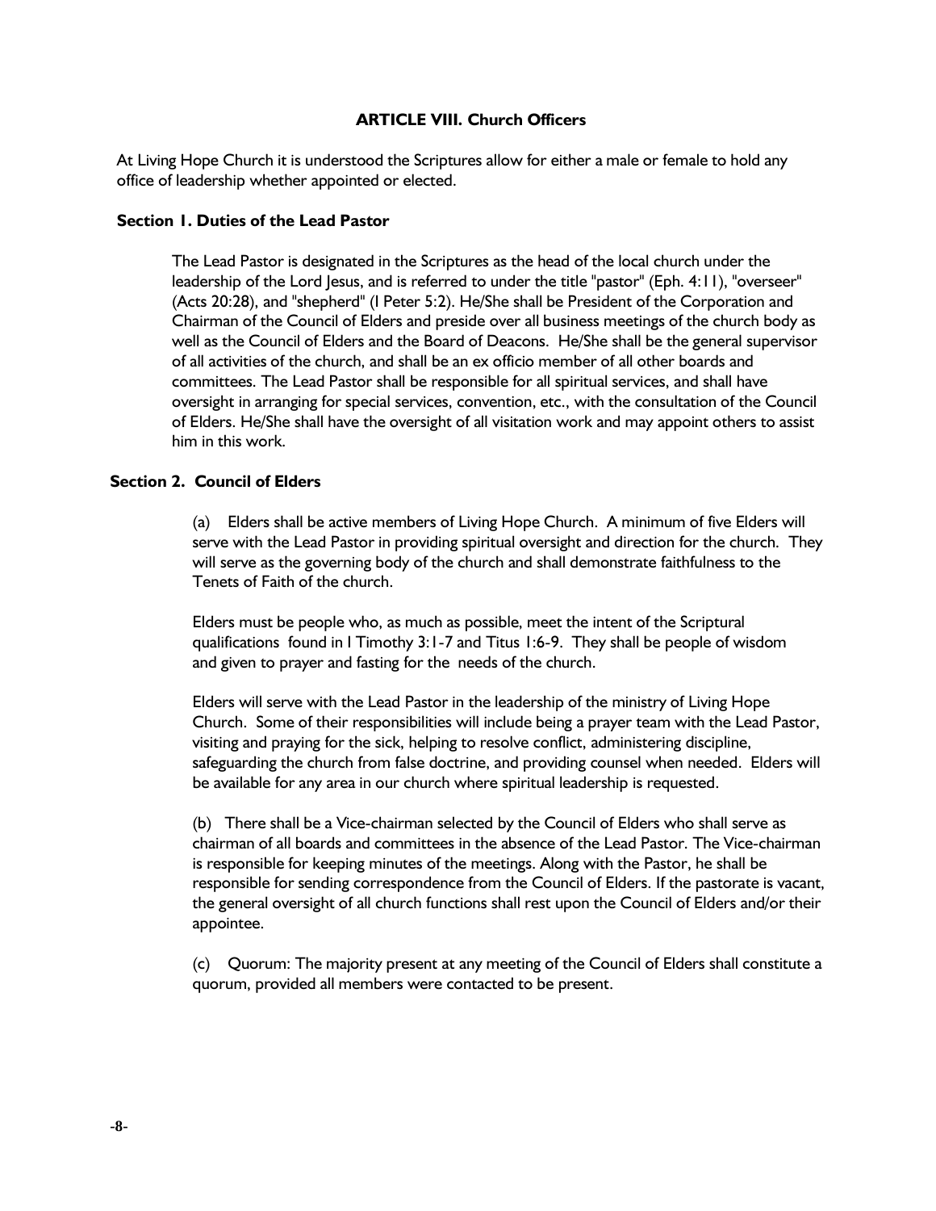## ARTICLE VIII. Church Officers

At Living Hope Church it is understood the Scriptures allow for either a male or female to hold any office of leadership whether appointed or elected.

### Section 1. Duties of the Lead Pastor

The Lead Pastor is designated in the Scriptures as the head of the local church under the leadership of the Lord Jesus, and is referred to under the title "pastor" (Eph. 4:11), "overseer" (Acts 20:28), and "shepherd" (I Peter 5:2). He/She shall be President of the Corporation and Chairman of the Council of Elders and preside over all business meetings of the church body as well as the Council of Elders and the Board of Deacons. He/She shall be the general supervisor of all activities of the church, and shall be an ex officio member of all other boards and committees. The Lead Pastor shall be responsible for all spiritual services, and shall have oversight in arranging for special services, convention, etc., with the consultation of the Council of Elders. He/She shall have the oversight of all visitation work and may appoint others to assist him in this work.

### Section 2. Council of Elders

(a) Elders shall be active members of Living Hope Church. A minimum of five Elders will serve with the Lead Pastor in providing spiritual oversight and direction for the church. They will serve as the governing body of the church and shall demonstrate faithfulness to the Tenets of Faith of the church.

Elders must be people who, as much as possible, meet the intent of the Scriptural qualifications found in I Timothy 3:1-7 and Titus 1:6-9. They shall be people of wisdom and given to prayer and fasting for the needs of the church.

Elders will serve with the Lead Pastor in the leadership of the ministry of Living Hope Church. Some of their responsibilities will include being a prayer team with the Lead Pastor, visiting and praying for the sick, helping to resolve conflict, administering discipline, safeguarding the church from false doctrine, and providing counsel when needed. Elders will be available for any area in our church where spiritual leadership is requested.

(b) There shall be a Vice-chairman selected by the Council of Elders who shall serve as chairman of all boards and committees in the absence of the Lead Pastor. The Vice-chairman is responsible for keeping minutes of the meetings. Along with the Pastor, he shall be responsible for sending correspondence from the Council of Elders. If the pastorate is vacant, the general oversight of all church functions shall rest upon the Council of Elders and/or their appointee.

(c) Quorum: The majority present at any meeting of the Council of Elders shall constitute a quorum, provided all members were contacted to be present.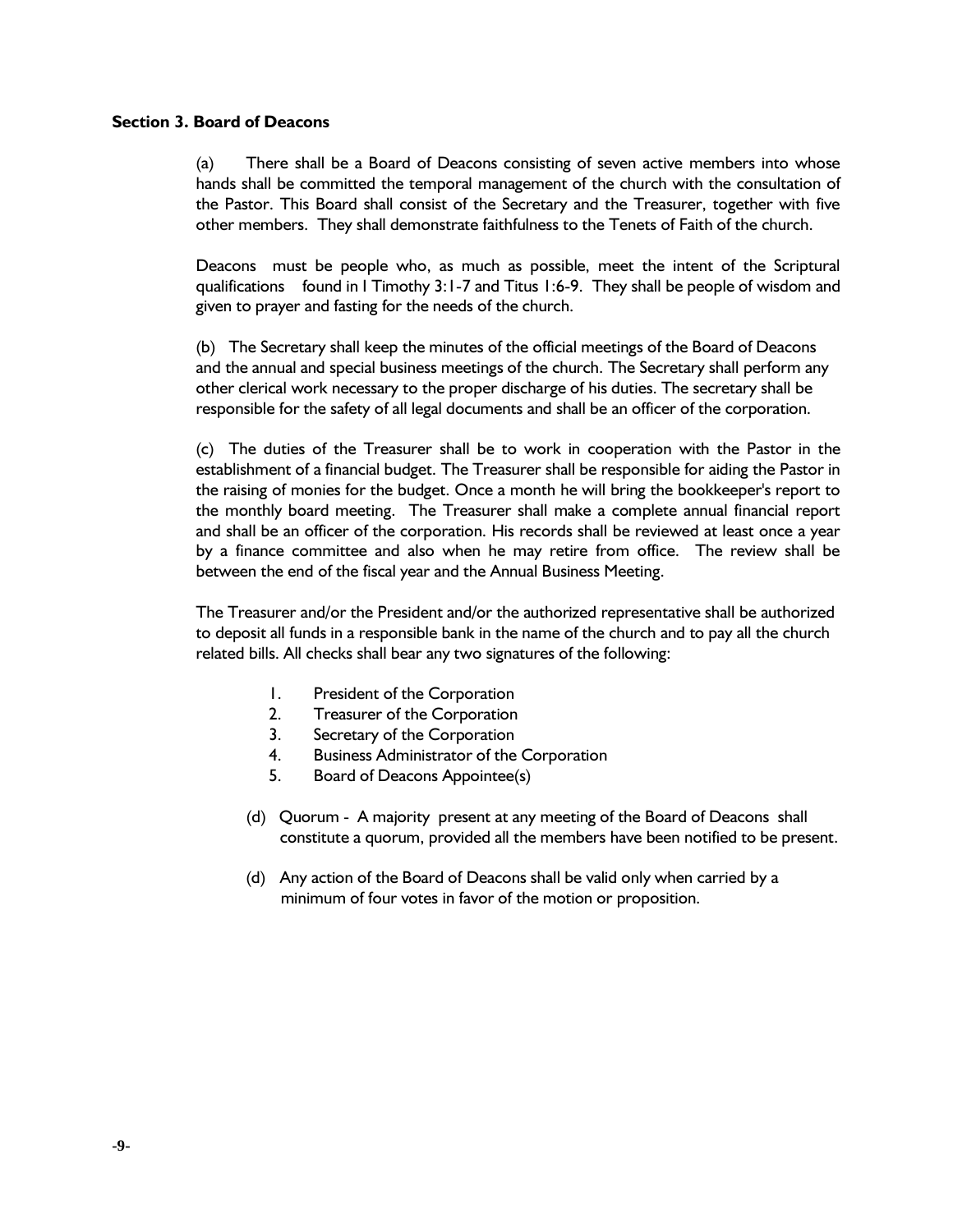**Section 3. Board of Deacons**

(a) There shall be a Board of Deacons consisting of seven active members into whose hands shall be committed the temporal management of the church with the consultation of the Pastor. This Board shall consist of the Secretary and the Treasurer, together with five other members. They shall demonstrate faithfulness to the Tenets of Faith of the church.

Deacons must be people who, as much as possible, meet the intent of the Scriptural qualifications found in I Timothy 3:1-7 and Titus 1:6-9. They shall be people of wisdom and given to prayer and fasting for the needs of the church.

(b) The Secretary shall keep the minutes of the official meetings of the Board of Deacons and the annual and special business meetings of the church. The Secretary shall perform any other clerical work necessary to the proper discharge of his duties. The secretary shall be responsible for the safety of all legal documents and shall be an officer of the corporation.

(c) The duties of the Treasurer shall be to work in cooperation with the Pastor in the establishment of a financial budget. The Treasurer shall be responsible for aiding the Pastor in the raising of monies for the budget. Once a month he will bring the bookkeeper's report to the monthly board meeting. The Treasurer shall make a complete annual financial report and shall be an officer of the corporation. His records shall be reviewed at least once a year by a finance committee and also when he may retire from office. The review shall be between the end of the fiscal year and the Annual Business Meeting.

The Treasurer and/or the President and/or the authorized representative shall be authorized to deposit all funds in a responsible bank in the name of the church and to pay all the church related bills. All checks shall bear any two signatures of the following:

1. President of the Corporation
2. Treasurer of the Corporation
3. Secretary of the Corporation
4. Business Administrator of the Corporation
5. Board of Deacons Appointee(s)

(d) Quorum - A majority present at any meeting of the Board of Deacons shall constitute a quorum, provided all the members have been notified to be present.

(d) Any action of the Board of Deacons shall be valid only when carried by a minimum of four votes in favor of the motion or proposition.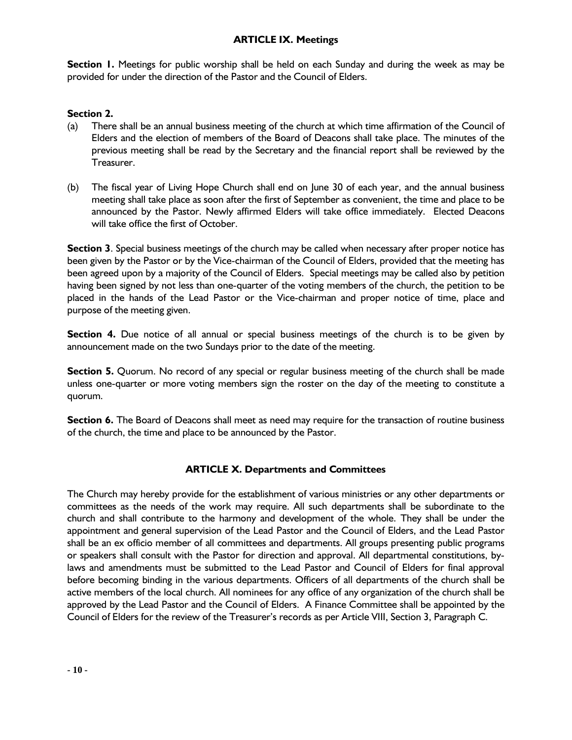## ARTICLE IX. Meetings

**Section 1.** Meetings for public worship shall be held on each Sunday and during the week as may be provided for under the direction of the Pastor and the Council of Elders.

**Section 2.**

(a) There shall be an annual business meeting of the church at which time affirmation of the Council of Elders and the election of members of the Board of Deacons shall take place. The minutes of the previous meeting shall be read by the Secretary and the financial report shall be reviewed by the Treasurer.

(b) The fiscal year of Living Hope Church shall end on June 30 of each year, and the annual business meeting shall take place as soon after the first of September as convenient, the time and place to be announced by the Pastor. Newly affirmed Elders will take office immediately. Elected Deacons will take office the first of October.

**Section 3**. Special business meetings of the church may be called when necessary after proper notice has been given by the Pastor or by the Vice-chairman of the Council of Elders, provided that the meeting has been agreed upon by a majority of the Council of Elders. Special meetings may be called also by petition having been signed by not less than one-quarter of the voting members of the church, the petition to be placed in the hands of the Lead Pastor or the Vice-chairman and proper notice of time, place and purpose of the meeting given.

**Section 4.** Due notice of all annual or special business meetings of the church is to be given by announcement made on the two Sundays prior to the date of the meeting.

**Section 5.** Quorum. No record of any special or regular business meeting of the church shall be made unless one-quarter or more voting members sign the roster on the day of the meeting to constitute a quorum.

**Section 6.** The Board of Deacons shall meet as need may require for the transaction of routine business of the church, the time and place to be announced by the Pastor.

## ARTICLE X. Departments and Committees

The Church may hereby provide for the establishment of various ministries or any other departments or committees as the needs of the work may require. All such departments shall be subordinate to the church and shall contribute to the harmony and development of the whole. They shall be under the appointment and general supervision of the Lead Pastor and the Council of Elders, and the Lead Pastor shall be an ex officio member of all committees and departments. All groups presenting public programs or speakers shall consult with the Pastor for direction and approval. All departmental constitutions, by-laws and amendments must be submitted to the Lead Pastor and Council of Elders for final approval before becoming binding in the various departments. Officers of all departments of the church shall be active members of the local church. All nominees for any office of any organization of the church shall be approved by the Lead Pastor and the Council of Elders. A Finance Committee shall be appointed by the Council of Elders for the review of the Treasurer's records as per Article VIII, Section 3, Paragraph C.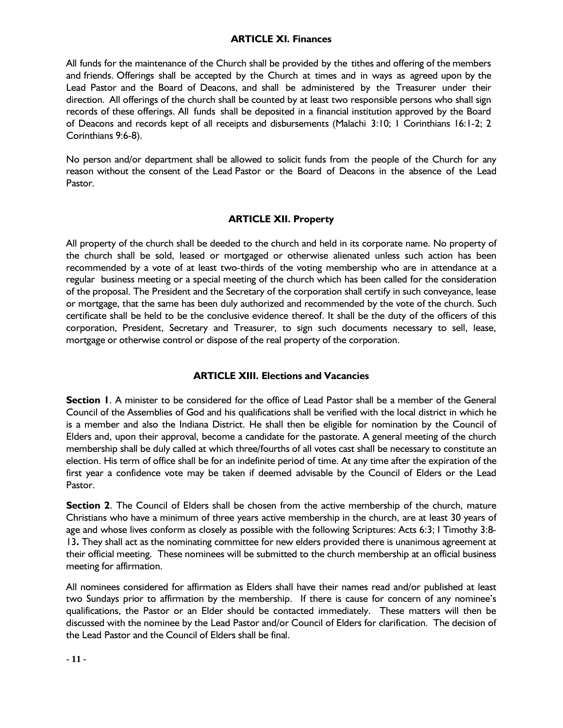## ARTICLE XI. Finances

All funds for the maintenance of the Church shall be provided by the tithes and offering of the members and friends. Offerings shall be accepted by the Church at times and in ways as agreed upon by the Lead Pastor and the Board of Deacons, and shall be administered by the Treasurer under their direction. All offerings of the church shall be counted by at least two responsible persons who shall sign records of these offerings. All funds shall be deposited in a financial institution approved by the Board of Deacons and records kept of all receipts and disbursements (Malachi 3:10; 1 Corinthians 16:1-2; 2 Corinthians 9:6-8).

No person and/or department shall be allowed to solicit funds from the people of the Church for any reason without the consent of the Lead Pastor or the Board of Deacons in the absence of the Lead Pastor.

## ARTICLE XII. Property

All property of the church shall be deeded to the church and held in its corporate name. No property of the church shall be sold, leased or mortgaged or otherwise alienated unless such action has been recommended by a vote of at least two-thirds of the voting membership who are in attendance at a regular business meeting or a special meeting of the church which has been called for the consideration of the proposal. The President and the Secretary of the corporation shall certify in such conveyance, lease or mortgage, that the same has been duly authorized and recommended by the vote of the church. Such certificate shall be held to be the conclusive evidence thereof. It shall be the duty of the officers of this corporation, President, Secretary and Treasurer, to sign such documents necessary to sell, lease, mortgage or otherwise control or dispose of the real property of the corporation.

## ARTICLE XIII. Elections and Vacancies

**Section 1**. A minister to be considered for the office of Lead Pastor shall be a member of the General Council of the Assemblies of God and his qualifications shall be verified with the local district in which he is a member and also the Indiana District. He shall then be eligible for nomination by the Council of Elders and, upon their approval, become a candidate for the pastorate. A general meeting of the church membership shall be duly called at which three/fourths of all votes cast shall be necessary to constitute an election. His term of office shall be for an indefinite period of time. At any time after the expiration of the first year a confidence vote may be taken if deemed advisable by the Council of Elders or the Lead Pastor.

**Section 2**. The Council of Elders shall be chosen from the active membership of the church, mature Christians who have a minimum of three years active membership in the church, are at least 30 years of age and whose lives conform as closely as possible with the following Scriptures: Acts 6:3; I Timothy 3:8-13**.** They shall act as the nominating committee for new elders provided there is unanimous agreement at their official meeting. These nominees will be submitted to the church membership at an official business meeting for affirmation.

All nominees considered for affirmation as Elders shall have their names read and/or published at least two Sundays prior to affirmation by the membership. If there is cause for concern of any nominee's qualifications, the Pastor or an Elder should be contacted immediately. These matters will then be discussed with the nominee by the Lead Pastor and/or Council of Elders for clarification. The decision of the Lead Pastor and the Council of Elders shall be final.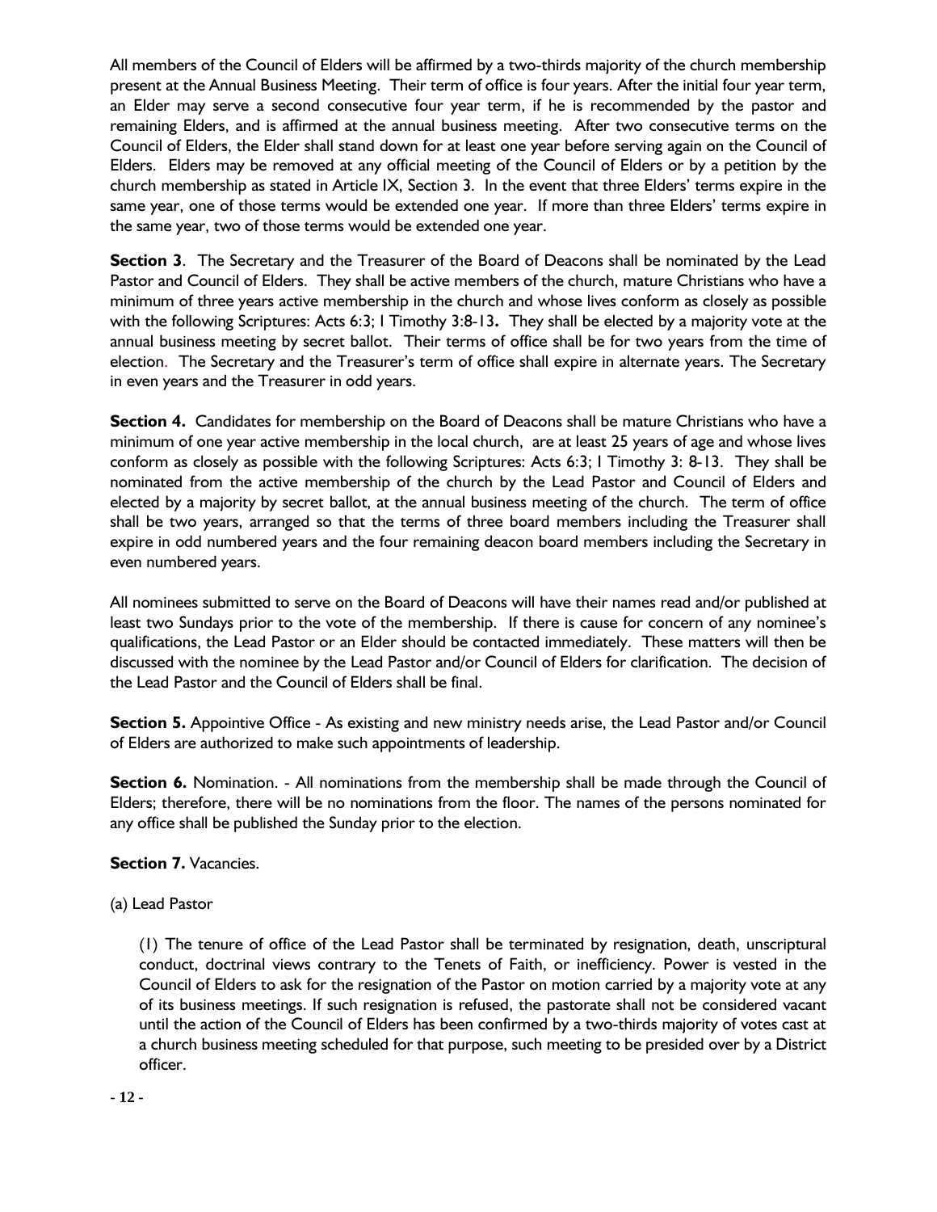All members of the Council of Elders will be affirmed by a two-thirds majority of the church membership present at the Annual Business Meeting. Their term of office is four years. After the initial four year term, an Elder may serve a second consecutive four year term, if he is recommended by the pastor and remaining Elders, and is affirmed at the annual business meeting. After two consecutive terms on the Council of Elders, the Elder shall stand down for at least one year before serving again on the Council of Elders. Elders may be removed at any official meeting of the Council of Elders or by a petition by the church membership as stated in Article IX, Section 3. In the event that three Elders' terms expire in the same year, one of those terms would be extended one year. If more than three Elders' terms expire in the same year, two of those terms would be extended one year.

**Section 3**. The Secretary and the Treasurer of the Board of Deacons shall be nominated by the Lead Pastor and Council of Elders. They shall be active members of the church, mature Christians who have a minimum of three years active membership in the church and whose lives conform as closely as possible with the following Scriptures: Acts 6:3; I Timothy 3:8-13**.** They shall be elected by a majority vote at the annual business meeting by secret ballot. Their terms of office shall be for two years from the time of election. The Secretary and the Treasurer's term of office shall expire in alternate years. The Secretary in even years and the Treasurer in odd years.

**Section 4.** Candidates for membership on the Board of Deacons shall be mature Christians who have a minimum of one year active membership in the local church, are at least 25 years of age and whose lives conform as closely as possible with the following Scriptures: Acts 6:3; I Timothy 3: 8-13. They shall be nominated from the active membership of the church by the Lead Pastor and Council of Elders and elected by a majority by secret ballot, at the annual business meeting of the church. The term of office shall be two years, arranged so that the terms of three board members including the Treasurer shall expire in odd numbered years and the four remaining deacon board members including the Secretary in even numbered years.

All nominees submitted to serve on the Board of Deacons will have their names read and/or published at least two Sundays prior to the vote of the membership. If there is cause for concern of any nominee's qualifications, the Lead Pastor or an Elder should be contacted immediately. These matters will then be discussed with the nominee by the Lead Pastor and/or Council of Elders for clarification. The decision of the Lead Pastor and the Council of Elders shall be final.

**Section 5.** Appointive Office - As existing and new ministry needs arise, the Lead Pastor and/or Council of Elders are authorized to make such appointments of leadership.

**Section 6.** Nomination. - All nominations from the membership shall be made through the Council of Elders; therefore, there will be no nominations from the floor. The names of the persons nominated for any office shall be published the Sunday prior to the election.

**Section 7.** Vacancies.

(a) Lead Pastor

(1) The tenure of office of the Lead Pastor shall be terminated by resignation, death, unscriptural conduct, doctrinal views contrary to the Tenets of Faith, or inefficiency. Power is vested in the Council of Elders to ask for the resignation of the Pastor on motion carried by a majority vote at any of its business meetings. If such resignation is refused, the pastorate shall not be considered vacant until the action of the Council of Elders has been confirmed by a two-thirds majority of votes cast at a church business meeting scheduled for that purpose, such meeting to be presided over by a District officer.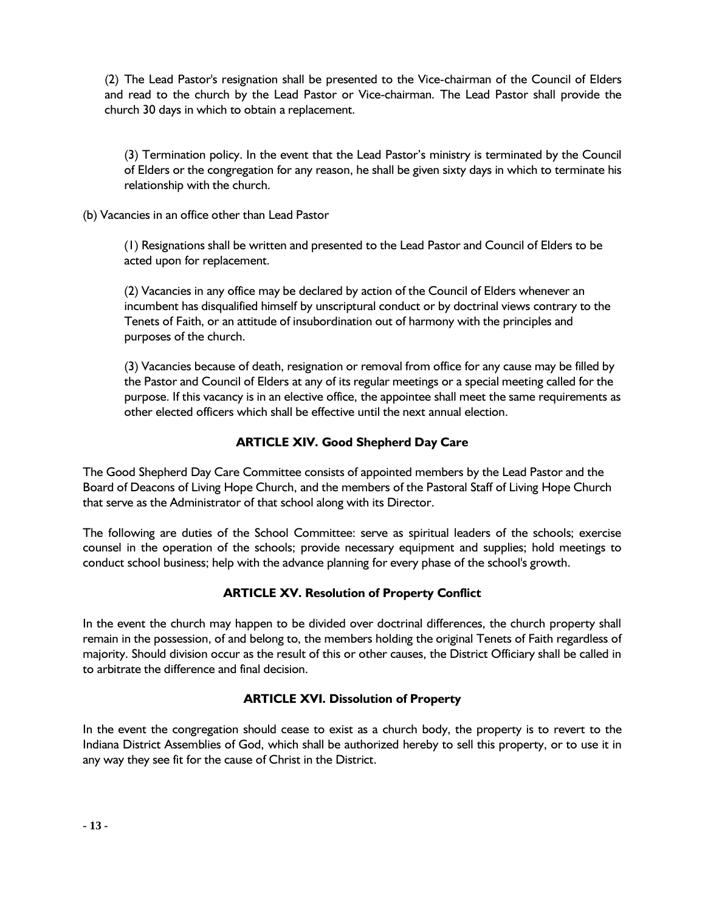(2) The Lead Pastor's resignation shall be presented to the Vice-chairman of the Council of Elders and read to the church by the Lead Pastor or Vice-chairman. The Lead Pastor shall provide the church 30 days in which to obtain a replacement.

(3) Termination policy. In the event that the Lead Pastor's ministry is terminated by the Council of Elders or the congregation for any reason, he shall be given sixty days in which to terminate his relationship with the church.

(b) Vacancies in an office other than Lead Pastor

(1) Resignations shall be written and presented to the Lead Pastor and Council of Elders to be acted upon for replacement.

(2) Vacancies in any office may be declared by action of the Council of Elders whenever an incumbent has disqualified himself by unscriptural conduct or by doctrinal views contrary to the Tenets of Faith, or an attitude of insubordination out of harmony with the principles and purposes of the church.

(3) Vacancies because of death, resignation or removal from office for any cause may be filled by the Pastor and Council of Elders at any of its regular meetings or a special meeting called for the purpose. If this vacancy is in an elective office, the appointee shall meet the same requirements as other elected officers which shall be effective until the next annual election.

## ARTICLE XIV. Good Shepherd Day Care

The Good Shepherd Day Care Committee consists of appointed members by the Lead Pastor and the Board of Deacons of Living Hope Church, and the members of the Pastoral Staff of Living Hope Church that serve as the Administrator of that school along with its Director.

The following are duties of the School Committee: serve as spiritual leaders of the schools; exercise counsel in the operation of the schools; provide necessary equipment and supplies; hold meetings to conduct school business; help with the advance planning for every phase of the school's growth.

## ARTICLE XV. Resolution of Property Conflict

In the event the church may happen to be divided over doctrinal differences, the church property shall remain in the possession, of and belong to, the members holding the original Tenets of Faith regardless of majority. Should division occur as the result of this or other causes, the District Officiary shall be called in to arbitrate the difference and final decision.

## ARTICLE XVI. Dissolution of Property

In the event the congregation should cease to exist as a church body, the property is to revert to the Indiana District Assemblies of God, which shall be authorized hereby to sell this property, or to use it in any way they see fit for the cause of Christ in the District.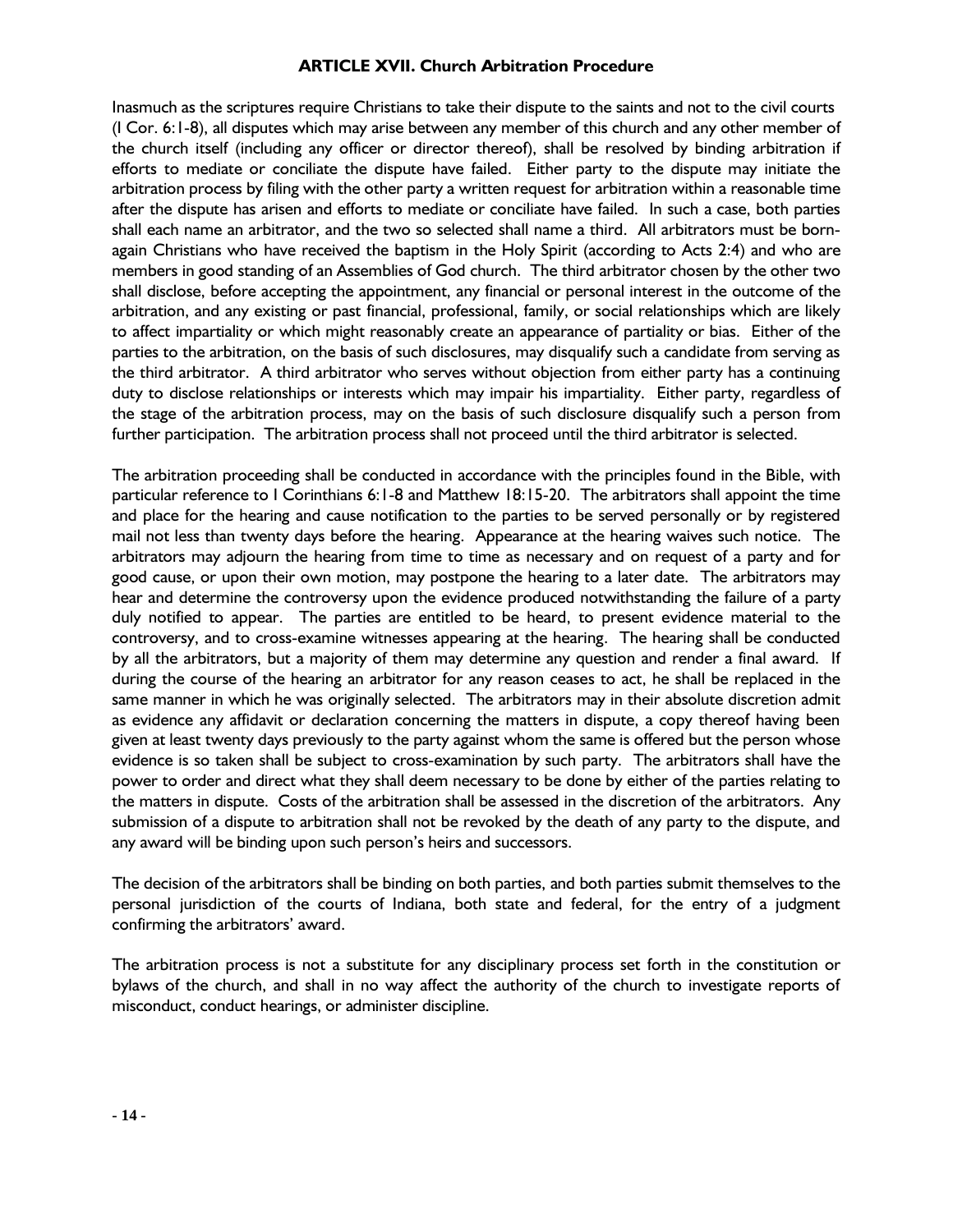## ARTICLE XVII. Church Arbitration Procedure

Inasmuch as the scriptures require Christians to take their dispute to the saints and not to the civil courts (I Cor. 6:1-8), all disputes which may arise between any member of this church and any other member of the church itself (including any officer or director thereof), shall be resolved by binding arbitration if efforts to mediate or conciliate the dispute have failed. Either party to the dispute may initiate the arbitration process by filing with the other party a written request for arbitration within a reasonable time after the dispute has arisen and efforts to mediate or conciliate have failed. In such a case, both parties shall each name an arbitrator, and the two so selected shall name a third. All arbitrators must be born-again Christians who have received the baptism in the Holy Spirit (according to Acts 2:4) and who are members in good standing of an Assemblies of God church. The third arbitrator chosen by the other two shall disclose, before accepting the appointment, any financial or personal interest in the outcome of the arbitration, and any existing or past financial, professional, family, or social relationships which are likely to affect impartiality or which might reasonably create an appearance of partiality or bias. Either of the parties to the arbitration, on the basis of such disclosures, may disqualify such a candidate from serving as the third arbitrator. A third arbitrator who serves without objection from either party has a continuing duty to disclose relationships or interests which may impair his impartiality. Either party, regardless of the stage of the arbitration process, may on the basis of such disclosure disqualify such a person from further participation. The arbitration process shall not proceed until the third arbitrator is selected.

The arbitration proceeding shall be conducted in accordance with the principles found in the Bible, with particular reference to I Corinthians 6:1-8 and Matthew 18:15-20. The arbitrators shall appoint the time and place for the hearing and cause notification to the parties to be served personally or by registered mail not less than twenty days before the hearing. Appearance at the hearing waives such notice. The arbitrators may adjourn the hearing from time to time as necessary and on request of a party and for good cause, or upon their own motion, may postpone the hearing to a later date. The arbitrators may hear and determine the controversy upon the evidence produced notwithstanding the failure of a party duly notified to appear. The parties are entitled to be heard, to present evidence material to the controversy, and to cross-examine witnesses appearing at the hearing. The hearing shall be conducted by all the arbitrators, but a majority of them may determine any question and render a final award. If during the course of the hearing an arbitrator for any reason ceases to act, he shall be replaced in the same manner in which he was originally selected. The arbitrators may in their absolute discretion admit as evidence any affidavit or declaration concerning the matters in dispute, a copy thereof having been given at least twenty days previously to the party against whom the same is offered but the person whose evidence is so taken shall be subject to cross-examination by such party. The arbitrators shall have the power to order and direct what they shall deem necessary to be done by either of the parties relating to the matters in dispute. Costs of the arbitration shall be assessed in the discretion of the arbitrators. Any submission of a dispute to arbitration shall not be revoked by the death of any party to the dispute, and any award will be binding upon such person's heirs and successors.

The decision of the arbitrators shall be binding on both parties, and both parties submit themselves to the personal jurisdiction of the courts of Indiana, both state and federal, for the entry of a judgment confirming the arbitrators' award.

The arbitration process is not a substitute for any disciplinary process set forth in the constitution or bylaws of the church, and shall in no way affect the authority of the church to investigate reports of misconduct, conduct hearings, or administer discipline.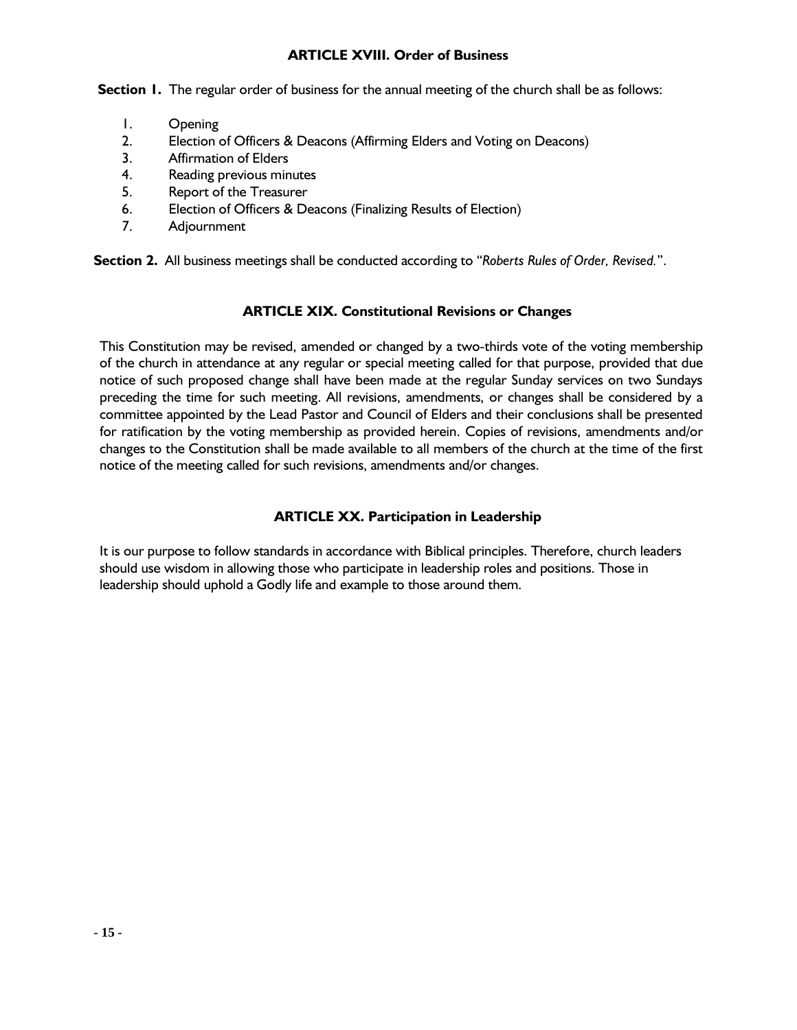### ARTICLE XVIII. Order of Business

**Section 1.** The regular order of business for the annual meeting of the church shall be as follows:

1. Opening
2. Election of Officers & Deacons (Affirming Elders and Voting on Deacons)
3. Affirmation of Elders
4. Reading previous minutes
5. Report of the Treasurer
6. Election of Officers & Deacons (Finalizing Results of Election)
7. Adjournment

**Section 2.** All business meetings shall be conducted according to "*Roberts Rules of Order, Revised.*".

### ARTICLE XIX. Constitutional Revisions or Changes

This Constitution may be revised, amended or changed by a two-thirds vote of the voting membership of the church in attendance at any regular or special meeting called for that purpose, provided that due notice of such proposed change shall have been made at the regular Sunday services on two Sundays preceding the time for such meeting. All revisions, amendments, or changes shall be considered by a committee appointed by the Lead Pastor and Council of Elders and their conclusions shall be presented for ratification by the voting membership as provided herein. Copies of revisions, amendments and/or changes to the Constitution shall be made available to all members of the church at the time of the first notice of the meeting called for such revisions, amendments and/or changes.

### ARTICLE XX. Participation in Leadership

It is our purpose to follow standards in accordance with Biblical principles. Therefore, church leaders should use wisdom in allowing those who participate in leadership roles and positions. Those in leadership should uphold a Godly life and example to those around them.